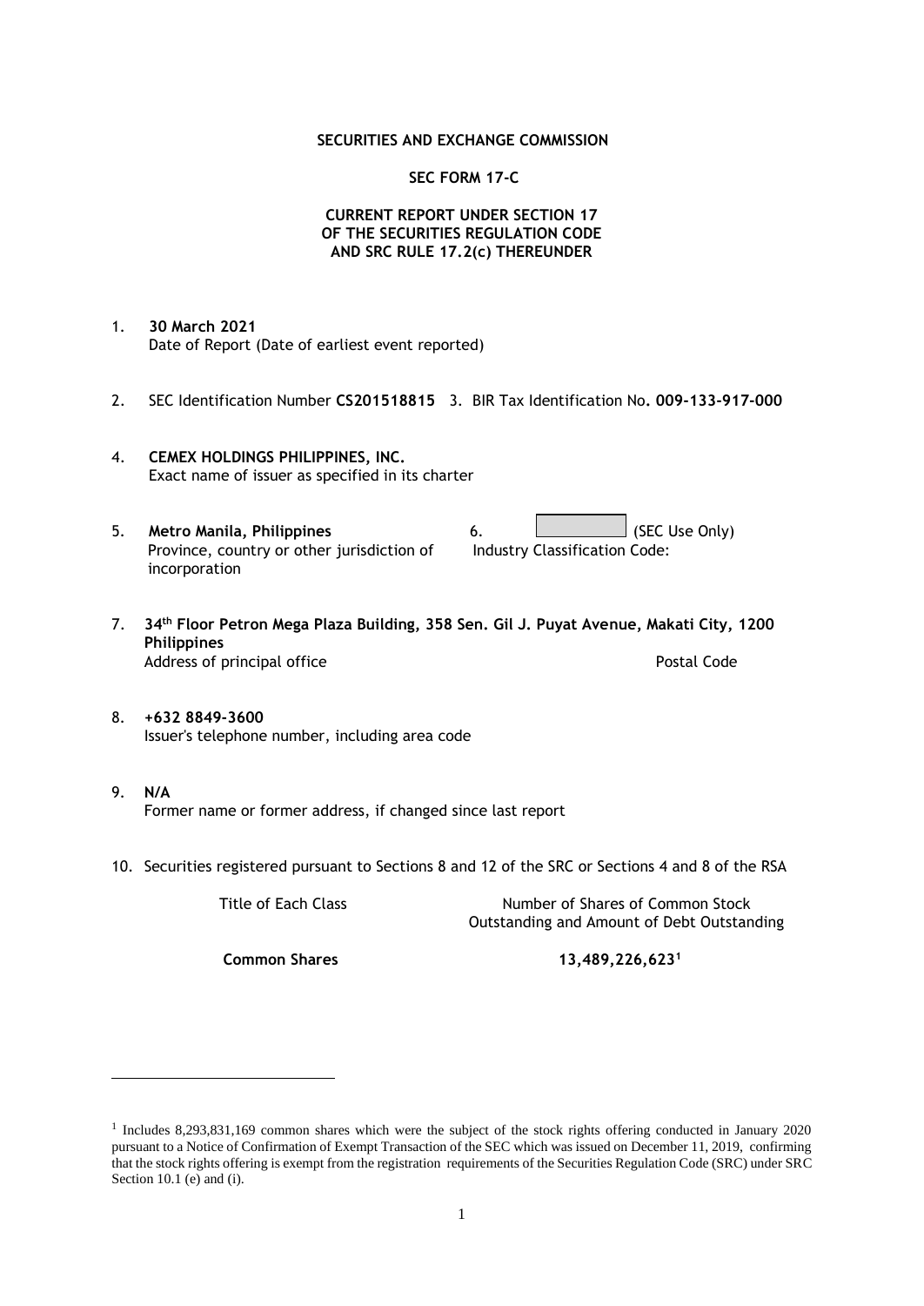**SECURITIES AND EXCHANGE COMMISSION**

**SEC FORM 17-C**

**CURRENT REPORT UNDER SECTION 17**
**OF THE SECURITIES REGULATION CODE**
**AND SRC RULE 17.2(c) THEREUNDER**

1. **30 March 2021**
   Date of Report (Date of earliest event reported)

2. SEC Identification Number **CS201518815** 3. BIR Tax Identification No**. 009-133-917-000**

4. **CEMEX HOLDINGS PHILIPPINES, INC.**
   Exact name of issuer as specified in its charter

5. **Metro Manila, Philippines**
   Province, country or other jurisdiction of incorporation

6. (SEC Use Only)
   Industry Classification Code:

7. **34th Floor Petron Mega Plaza Building, 358 Sen. Gil J. Puyat Avenue, Makati City, 1200 Philippines**
   Address of principal office Postal Code

8. **+632 8849-3600**
   Issuer's telephone number, including area code

9. **N/A**
   Former name or former address, if changed since last report

10. Securities registered pursuant to Sections 8 and 12 of the SRC or Sections 4 and 8 of the RSA

| Title of Each Class | Number of Shares of Common Stock Outstanding and Amount of Debt Outstanding |
|---|---|
| **Common Shares** | **13,489,226,623**[1] |

[1] Includes 8,293,831,169 common shares which were the subject of the stock rights offering conducted in January 2020 pursuant to a Notice of Confirmation of Exempt Transaction of the SEC which was issued on December 11, 2019, confirming that the stock rights offering is exempt from the registration requirements of the Securities Regulation Code (SRC) under SRC Section 10.1 (e) and (i).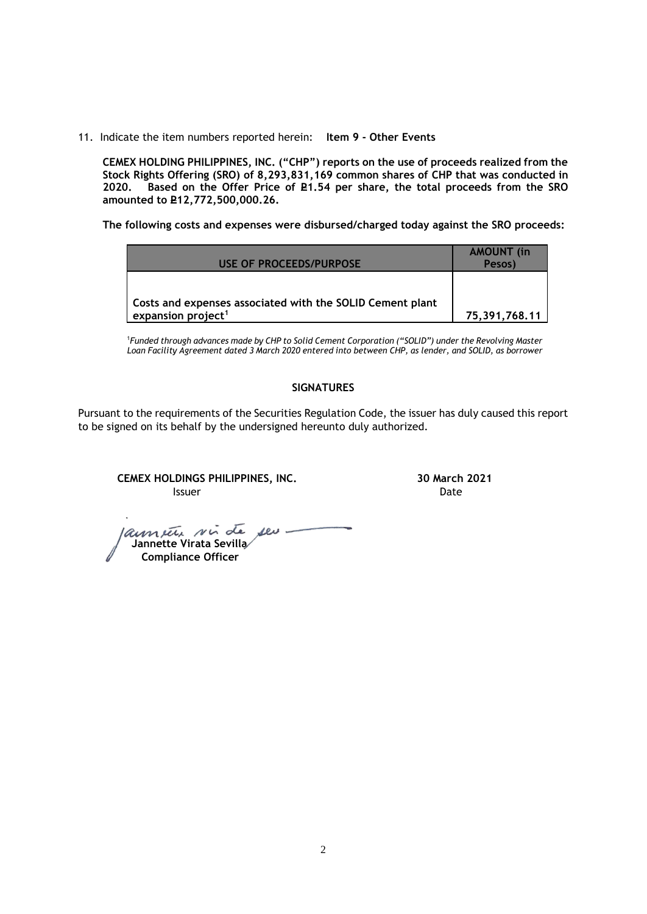11. Indicate the item numbers reported herein: **Item 9 - Other Events**

**CEMEX HOLDING PHILIPPINES, INC. ("CHP") reports on the use of proceeds realized from the Stock Rights Offering (SRO) of 8,293,831,169 common shares of CHP that was conducted in 2020. Based on the Offer Price of ₽1.54 per share, the total proceeds from the SRO amounted to ₽12,772,500,000.26.**

**The following costs and expenses were disbursed/charged today against the SRO proceeds:**

| USE OF PROCEEDS/PURPOSE | AMOUNT (in Pesos) |
|---|---|
| Costs and expenses associated with the SOLID Cement plant expansion project[1] | 75,391,768.11 |

[1]*Funded through advances made by CHP to Solid Cement Corporation ("SOLID") under the Revolving Master Loan Facility Agreement dated 3 March 2020 entered into between CHP, as lender, and SOLID, as borrower*

**SIGNATURES**

Pursuant to the requirements of the Securities Regulation Code, the issuer has duly caused this report to be signed on its behalf by the undersigned hereunto duly authorized.

**CEMEX HOLDINGS PHILIPPINES, INC.**
Issuer

**30 March 2021**
Date

**Jannette Virata Sevilla**
**Compliance Officer**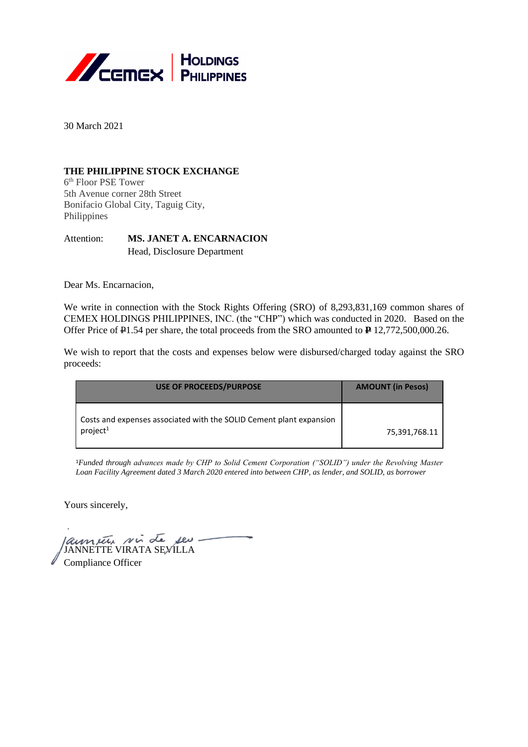30 March 2021

**THE PHILIPPINE STOCK EXCHANGE**
6th Floor PSE Tower
5th Avenue corner 28th Street
Bonifacio Global City, Taguig City,
Philippines

Attention: **MS. JANET A. ENCARNACION**
Head, Disclosure Department

Dear Ms. Encarnacion,

We write in connection with the Stock Rights Offering (SRO) of 8,293,831,169 common shares of CEMEX HOLDINGS PHILIPPINES, INC. (the "CHP") which was conducted in 2020. Based on the Offer Price of ₱1.54 per share, the total proceeds from the SRO amounted to ₱ 12,772,500,000.26.

We wish to report that the costs and expenses below were disbursed/charged today against the SRO proceeds:

| USE OF PROCEEDS/PURPOSE | AMOUNT (in Pesos) |
|---|---|
| Costs and expenses associated with the SOLID Cement plant expansion project[1] | 75,391,768.11 |

[1]*Funded through advances made by CHP to Solid Cement Corporation ("SOLID") under the Revolving Master Loan Facility Agreement dated 3 March 2020 entered into between CHP, as lender, and SOLID, as borrower*

Yours sincerely,

JANNETTE VIRATA SEVILLA
Compliance Officer